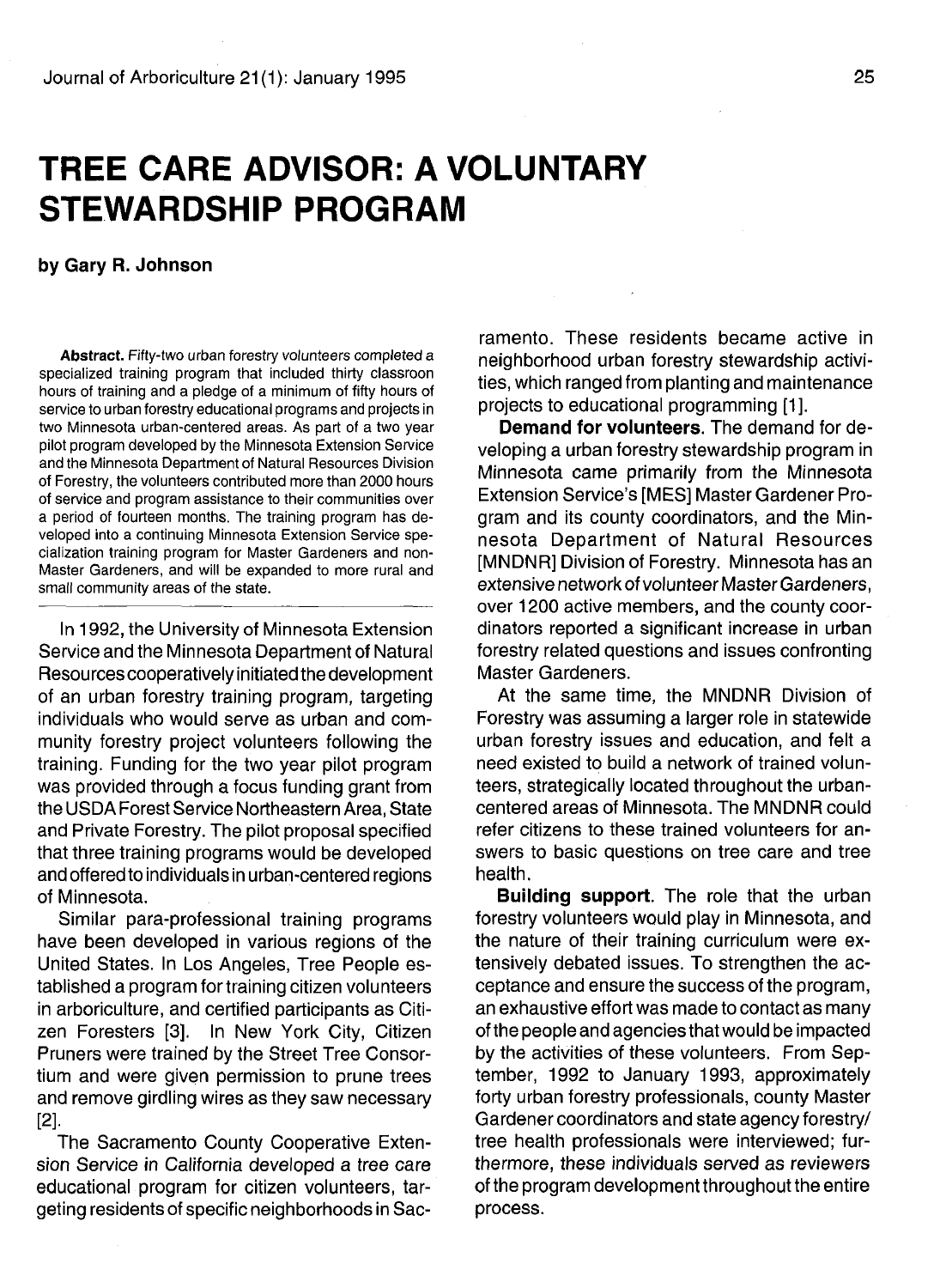# TREE CARE ADVISOR: A VOLUNTARY STEWARDSHIP PROGRAM

**by Gary R. Johnson**

**Abstract.** Fifty-two urban forestry volunteers completed a specialized training program that included thirty classroon hours of training and a pledge of a minimum of fifty hours of service to urban forestry educational programs and projects in two Minnesota urban-centered areas. As part of a two year pilot program developed by the Minnesota Extension Service and the Minnesota Department of Natural Resources Division of Forestry, the volunteers contributed more than 2000 hours of service and program assistance to their communities over a period of fourteen months. The training program has developed into a continuing Minnesota Extension Service specialization training program for Master Gardeners and non-Master Gardeners, and will be expanded to more rural and small community areas of the state.

In 1992, the University of Minnesota Extension Service and the Minnesota Department of Natural Resources cooperatively initiated the development of an urban forestry training program, targeting individuals who would serve as urban and community forestry project volunteers following the training. Funding for the two year pilot program was provided through a focus funding grant from the USDA Forest Service Northeastern Area, State and Private Forestry. The pilot proposal specified that three training programs would be developed and offered to individuals in urban-centered regions of Minnesota.

Similar para-professional training programs have been developed in various regions of the United States. In Los Angeles, Tree People established a program for training citizen volunteers in arboriculture, and certified participants as Citizen Foresters [3]. In New York City, Citizen Pruners were trained by the Street Tree Consortium and were given permission to prune trees and remove girdling wires as they saw necessary [2].

The Sacramento County Cooperative Extension Service in California developed a tree care educational program for citizen volunteers, targeting residents of specific neighborhoods in Sacramento. These residents became active in neighborhood urban forestry stewardship activities, which ranged from planting and maintenance projects to educational programming [1].

**Demand for volunteers**. The demand for developing a urban forestry stewardship program in Minnesota came primarily from the Minnesota Extension Service's [MES] Master Gardener Program and its county coordinators, and the Minnesota Department of Natural Resources [MNDNR] Division of Forestry. Minnesota has an extensive network of volunteer Master Gardeners, over 1200 active members, and the county coordinators reported a significant increase in urban forestry related questions and issues confronting Master Gardeners.

At the same time, the MNDNR Division of Forestry was assuming a larger role in statewide urban forestry issues and education, and felt a need existed to build a network of trained volunteers, strategically located throughout the urban-centered areas of Minnesota. The MNDNR could refer citizens to these trained volunteers for answers to basic questions on tree care and tree health.

**Building support**. The role that the urban forestry volunteers would play in Minnesota, and the nature of their training curriculum were extensively debated issues. To strengthen the acceptance and ensure the success of the program, an exhaustive effort was made to contact as many of the people and agencies that would be impacted by the activities of these volunteers. From September, 1992 to January 1993, approximately forty urban forestry professionals, county Master Gardener coordinators and state agency forestry/tree health professionals were interviewed; furthermore, these individuals served as reviewers of the program development throughout the entire process.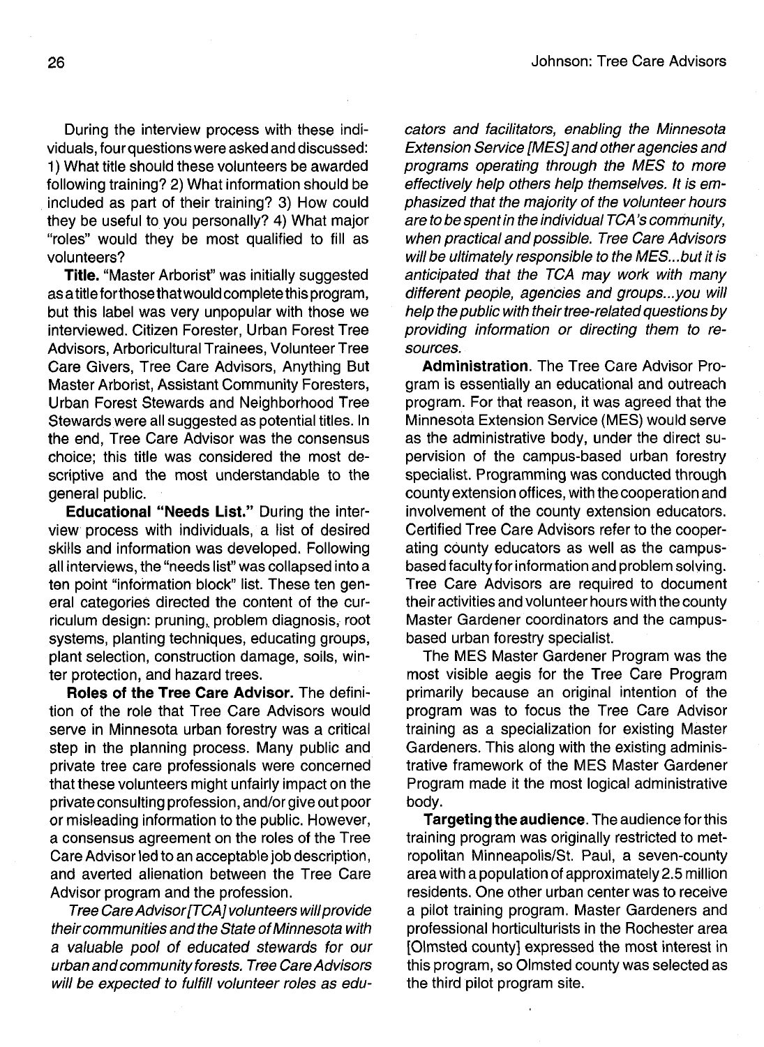During the interview process with these individuals, four questions were asked and discussed: 1) What title should these volunteers be awarded following training? 2) What information should be included as part of their training? 3) How could they be useful to you personally? 4) What major "roles" would they be most qualified to fill as volunteers?

**Title.** "Master Arborist" was initially suggested as a title for those that would complete this program, but this label was very unpopular with those we interviewed. Citizen Forester, Urban Forest Tree Advisors, Arboricultural Trainees, Volunteer Tree Care Givers, Tree Care Advisors, Anything But Master Arborist, Assistant Community Foresters, Urban Forest Stewards and Neighborhood Tree Stewards were all suggested as potential titles. In the end, Tree Care Advisor was the consensus choice; this title was considered the most descriptive and the most understandable to the general public.

**Educational "Needs List."** During the interview process with individuals, a list of desired skills and information was developed. Following all interviews, the "needs list" was collapsed into a ten point "information block" list. These ten general categories directed the content of the curriculum design: pruning, problem diagnosis, root systems, planting techniques, educating groups, plant selection, construction damage, soils, winter protection, and hazard trees.

**Roles of the Tree Care Advisor.** The definition of the role that Tree Care Advisors would serve in Minnesota urban forestry was a critical step in the planning process. Many public and private tree care professionals were concerned that these volunteers might unfairly impact on the private consulting profession, and/or give out poor or misleading information to the public. However, a consensus agreement on the roles of the Tree Care Advisor led to an acceptable job description, and averted alienation between the Tree Care Advisor program and the profession.

*Tree Care Advisor [TCA] volunteers will provide their communities and the State of Minnesota with a valuable pool of educated stewards for our urban and community forests. Tree Care Advisors will be expected to fulfill volunteer roles as educators and facilitators, enabling the Minnesota Extension Service [MES] and other agencies and programs operating through the MES to more effectively help others help themselves. It is emphasized that the majority of the volunteer hours are to be spent in the individual TCA's community, when practical and possible. Tree Care Advisors will be ultimately responsible to the MES...but it is anticipated that the TCA may work with many different people, agencies and groups...you will help the public with their tree-related questions by providing information or directing them to resources.*

**Administration**. The Tree Care Advisor Program is essentially an educational and outreach program. For that reason, it was agreed that the Minnesota Extension Service (MES) would serve as the administrative body, under the direct supervision of the campus-based urban forestry specialist. Programming was conducted through county extension offices, with the cooperation and involvement of the county extension educators. Certified Tree Care Advisors refer to the cooperating county educators as well as the campus-based faculty for information and problem solving. Tree Care Advisors are required to document their activities and volunteer hours with the county Master Gardener coordinators and the campus-based urban forestry specialist.

The MES Master Gardener Program was the most visible aegis for the Tree Care Program primarily because an original intention of the program was to focus the Tree Care Advisor training as a specialization for existing Master Gardeners. This along with the existing administrative framework of the MES Master Gardener Program made it the most logical administrative body.

**Targeting the audience**. The audience for this training program was originally restricted to metropolitan Minneapolis/St. Paul, a seven-county area with a population of approximately 2.5 million residents. One other urban center was to receive a pilot training program. Master Gardeners and professional horticulturists in the Rochester area [Olmsted county] expressed the most interest in this program, so Olmsted county was selected as the third pilot program site.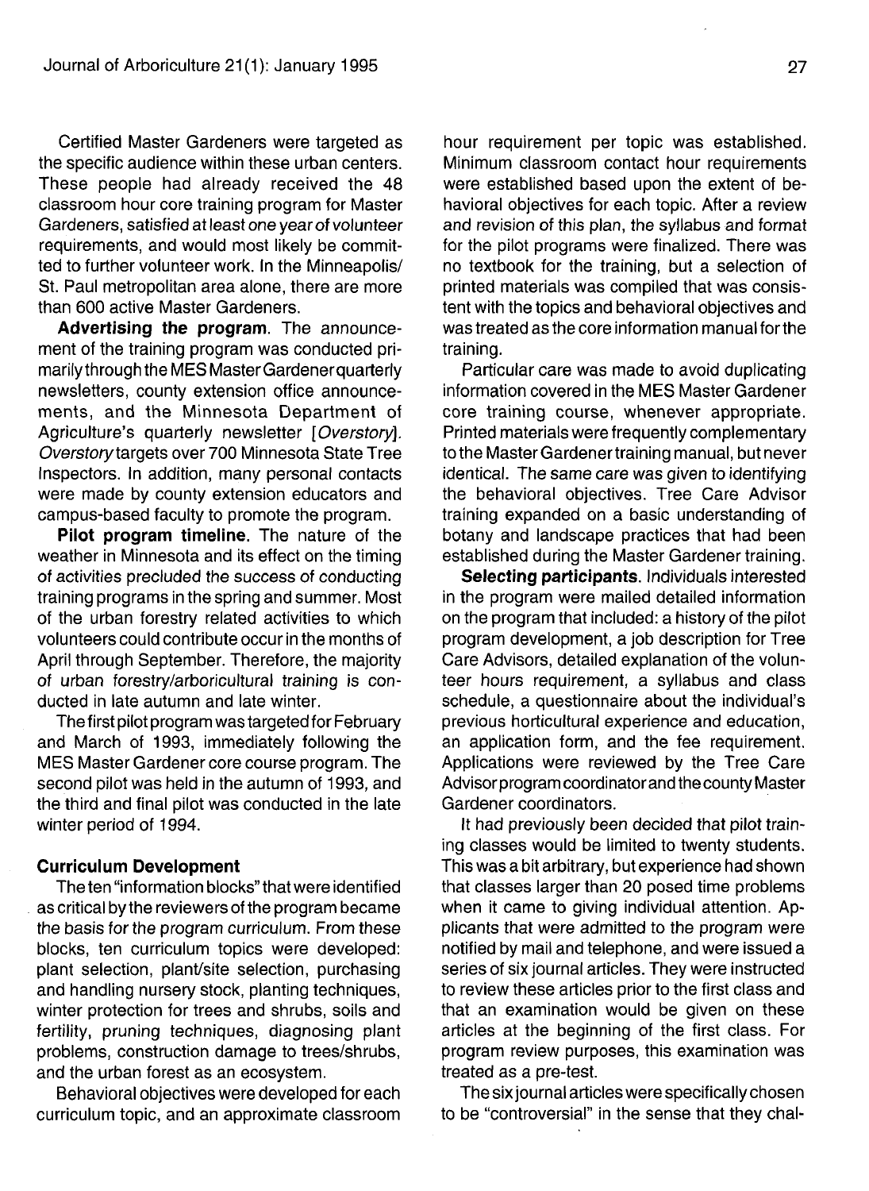Certified Master Gardeners were targeted as the specific audience within these urban centers. These people had already received the 48 classroom hour core training program for Master Gardeners, satisfied at least one year of volunteer requirements, and would most likely be committed to further volunteer work. In the Minneapolis/ St. Paul metropolitan area alone, there are more than 600 active Master Gardeners.

**Advertising the program**. The announcement of the training program was conducted primarily through the MES Master Gardener quarterly newsletters, county extension office announcements, and the Minnesota Department of Agriculture's quarterly newsletter [*Overstory*]. *Overstory* targets over 700 Minnesota State Tree Inspectors. In addition, many personal contacts were made by county extension educators and campus-based faculty to promote the program.

**Pilot program timeline**. The nature of the weather in Minnesota and its effect on the timing of activities precluded the success of conducting training programs in the spring and summer. Most of the urban forestry related activities to which volunteers could contribute occur in the months of April through September. Therefore, the majority of urban forestry/arboricultural training is conducted in late autumn and late winter.

The first pilot program was targeted for February and March of 1993, immediately following the MES Master Gardener core course program. The second pilot was held in the autumn of 1993, and the third and final pilot was conducted in the late winter period of 1994.

### Curriculum Development

The ten "information blocks" that were identified as critical by the reviewers of the program became the basis for the program curriculum. From these blocks, ten curriculum topics were developed: plant selection, plant/site selection, purchasing and handling nursery stock, planting techniques, winter protection for trees and shrubs, soils and fertility, pruning techniques, diagnosing plant problems, construction damage to trees/shrubs, and the urban forest as an ecosystem.

Behavioral objectives were developed for each curriculum topic, and an approximate classroom hour requirement per topic was established. Minimum classroom contact hour requirements were established based upon the extent of behavioral objectives for each topic. After a review and revision of this plan, the syllabus and format for the pilot programs were finalized. There was no textbook for the training, but a selection of printed materials was compiled that was consistent with the topics and behavioral objectives and was treated as the core information manual for the training.

Particular care was made to avoid duplicating information covered in the MES Master Gardener core training course, whenever appropriate. Printed materials were frequently complementary to the Master Gardener training manual, but never identical. The same care was given to identifying the behavioral objectives. Tree Care Advisor training expanded on a basic understanding of botany and landscape practices that had been established during the Master Gardener training.

**Selecting participants**. Individuals interested in the program were mailed detailed information on the program that included: a history of the pilot program development, a job description for Tree Care Advisors, detailed explanation of the volunteer hours requirement, a syllabus and class schedule, a questionnaire about the individual's previous horticultural experience and education, an application form, and the fee requirement. Applications were reviewed by the Tree Care Advisor program coordinator and the county Master Gardener coordinators.

It had previously been decided that pilot training classes would be limited to twenty students. This was a bit arbitrary, but experience had shown that classes larger than 20 posed time problems when it came to giving individual attention. Applicants that were admitted to the program were notified by mail and telephone, and were issued a series of six journal articles. They were instructed to review these articles prior to the first class and that an examination would be given on these articles at the beginning of the first class. For program review purposes, this examination was treated as a pre-test.

The six journal articles were specifically chosen to be "controversial" in the sense that they chal-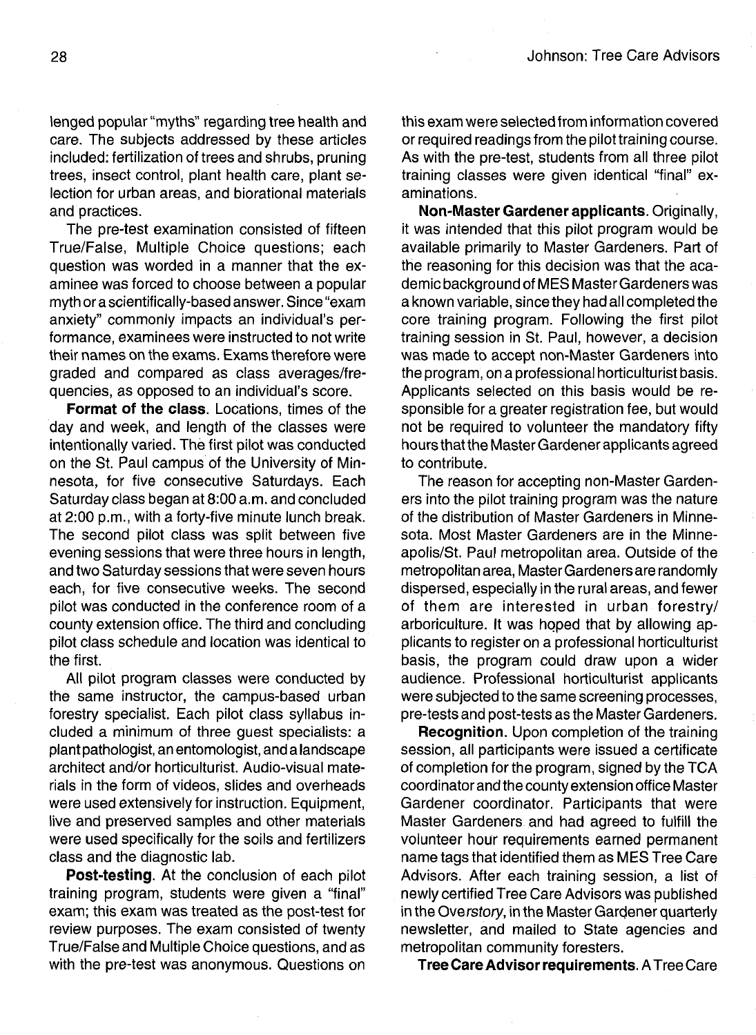lenged popular "myths" regarding tree health and care. The subjects addressed by these articles included: fertilization of trees and shrubs, pruning trees, insect control, plant health care, plant selection for urban areas, and biorational materials and practices.

The pre-test examination consisted of fifteen True/False, Multiple Choice questions; each question was worded in a manner that the examinee was forced to choose between a popular myth or a scientifically-based answer. Since "exam anxiety" commonly impacts an individual's performance, examinees were instructed to not write their names on the exams. Exams therefore were graded and compared as class averages/frequencies, as opposed to an individual's score.

**Format of the class**. Locations, times of the day and week, and length of the classes were intentionally varied. The first pilot was conducted on the St. Paul campus of the University of Minnesota, for five consecutive Saturdays. Each Saturday class began at 8:00 a.m. and concluded at 2:00 p.m., with a forty-five minute lunch break. The second pilot class was split between five evening sessions that were three hours in length, and two Saturday sessions that were seven hours each, for five consecutive weeks. The second pilot was conducted in the conference room of a county extension office. The third and concluding pilot class schedule and location was identical to the first.

All pilot program classes were conducted by the same instructor, the campus-based urban forestry specialist. Each pilot class syllabus included a minimum of three guest specialists: a plant pathologist, an entomologist, and a landscape architect and/or horticulturist. Audio-visual materials in the form of videos, slides and overheads were used extensively for instruction. Equipment, live and preserved samples and other materials were used specifically for the soils and fertilizers class and the diagnostic lab.

**Post-testing**. At the conclusion of each pilot training program, students were given a "final" exam; this exam was treated as the post-test for review purposes. The exam consisted of twenty True/False and Multiple Choice questions, and as with the pre-test was anonymous. Questions on this exam were selected from information covered or required readings from the pilot training course. As with the pre-test, students from all three pilot training classes were given identical "final" examinations.

**Non-Master Gardener applicants**. Originally, it was intended that this pilot program would be available primarily to Master Gardeners. Part of the reasoning for this decision was that the academic background of MES Master Gardeners was a known variable, since they had all completed the core training program. Following the first pilot training session in St. Paul, however, a decision was made to accept non-Master Gardeners into the program, on a professional horticulturist basis. Applicants selected on this basis would be responsible for a greater registration fee, but would not be required to volunteer the mandatory fifty hours that the Master Gardener applicants agreed to contribute.

The reason for accepting non-Master Gardeners into the pilot training program was the nature of the distribution of Master Gardeners in Minnesota. Most Master Gardeners are in the Minneapolis/St. Paul metropolitan area. Outside of the metropolitan area, Master Gardeners are randomly dispersed, especially in the rural areas, and fewer of them are interested in urban forestry/arboriculture. It was hoped that by allowing applicants to register on a professional horticulturist basis, the program could draw upon a wider audience. Professional horticulturist applicants were subjected to the same screening processes, pre-tests and post-tests as the Master Gardeners.

**Recognition**. Upon completion of the training session, all participants were issued a certificate of completion for the program, signed by the TCA coordinator and the county extension office Master Gardener coordinator. Participants that were Master Gardeners and had agreed to fulfill the volunteer hour requirements earned permanent name tags that identified them as MES Tree Care Advisors. After each training session, a list of newly certified Tree Care Advisors was published in the *Overstory*, in the Master Gardener quarterly newsletter, and mailed to State agencies and metropolitan community foresters.

**Tree Care Advisor requirements**. A Tree Care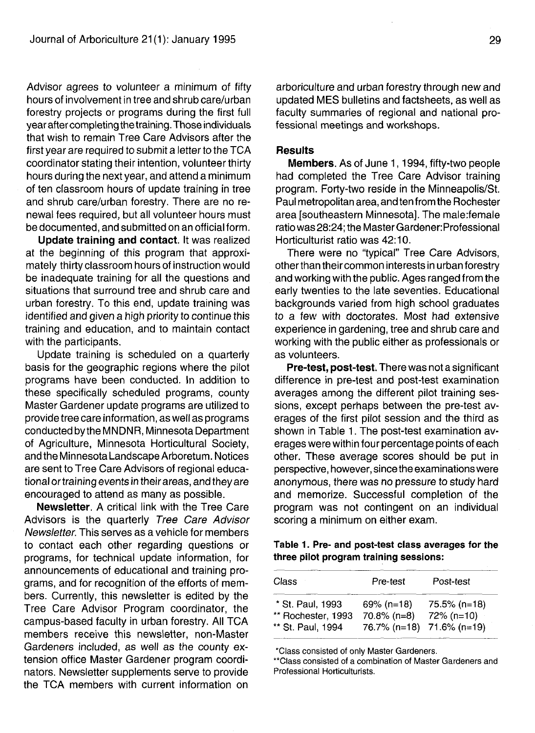Advisor agrees to volunteer a minimum of fifty hours of involvement in tree and shrub care/urban forestry projects or programs during the first full year after completing the training. Those individuals that wish to remain Tree Care Advisors after the first year are required to submit a letter to the TCA coordinator stating their intention, volunteer thirty hours during the next year, and attend a minimum of ten classroom hours of update training in tree and shrub care/urban forestry. There are no renewal fees required, but all volunteer hours must be documented, and submitted on an official form.

**Update training and contact.** It was realized at the beginning of this program that approximately thirty classroom hours of instruction would be inadequate training for all the questions and situations that surround tree and shrub care and urban forestry. To this end, update training was identified and given a high priority to continue this training and education, and to maintain contact with the participants.

Update training is scheduled on a quarterly basis for the geographic regions where the pilot programs have been conducted. In addition to these specifically scheduled programs, county Master Gardener update programs are utilized to provide tree care information, as well as programs conducted by the MNDNR, Minnesota Department of Agriculture, Minnesota Horticultural Society, and the Minnesota Landscape Arboretum. Notices are sent to Tree Care Advisors of regional educational or training events in their areas, and they are encouraged to attend as many as possible.

**Newsletter.** A critical link with the Tree Care Advisors is the quarterly *Tree Care Advisor Newsletter.* This serves as a vehicle for members to contact each other regarding questions or programs, for technical update information, for announcements of educational and training programs, and for recognition of the efforts of members. Currently, this newsletter is edited by the Tree Care Advisor Program coordinator, the campus-based faculty in urban forestry. All TCA members receive this newsletter, non-Master Gardeners included, as well as the county extension office Master Gardener program coordinators. Newsletter supplements serve to provide the TCA members with current information on arboriculture and urban forestry through new and updated MES bulletins and factsheets, as well as faculty summaries of regional and national professional meetings and workshops.

### Results

**Members.** As of June 1, 1994, fifty-two people had completed the Tree Care Advisor training program. Forty-two reside in the Minneapolis/St. Paul metropolitan area, and ten from the Rochester area [southeastern Minnesota]. The male:female ratio was 28:24; the Master Gardener:Professional Horticulturist ratio was 42:10.

There were no "typical" Tree Care Advisors, other than their common interests in urban forestry and working with the public. Ages ranged from the early twenties to the late seventies. Educational backgrounds varied from high school graduates to a few with doctorates. Most had extensive experience in gardening, tree and shrub care and working with the public either as professionals or as volunteers.

**Pre-test, post-test.** There was not a significant difference in pre-test and post-test examination averages among the different pilot training sessions, except perhaps between the pre-test averages of the first pilot session and the third as shown in Table 1. The post-test examination averages were within four percentage points of each other. These average scores should be put in perspective, however, since the examinations were anonymous, there was no pressure to study hard and memorize. Successful completion of the program was not contingent on an individual scoring a minimum on either exam.

**Table 1. Pre- and post-test class averages for the three pilot program training sessions:**

| Class | Pre-test | Post-test |
|---|---|---|
| * St. Paul, 1993 | 69% (n=18) | 75.5% (n=18) |
| ** Rochester, 1993 | 70.8% (n=8) | 72% (n=10) |
| ** St. Paul, 1994 | 76.7% (n=18) | 71.6% (n=19) |

*Class consisted of only Master Gardeners.

**Class consisted of a combination of Master Gardeners and Professional Horticulturists.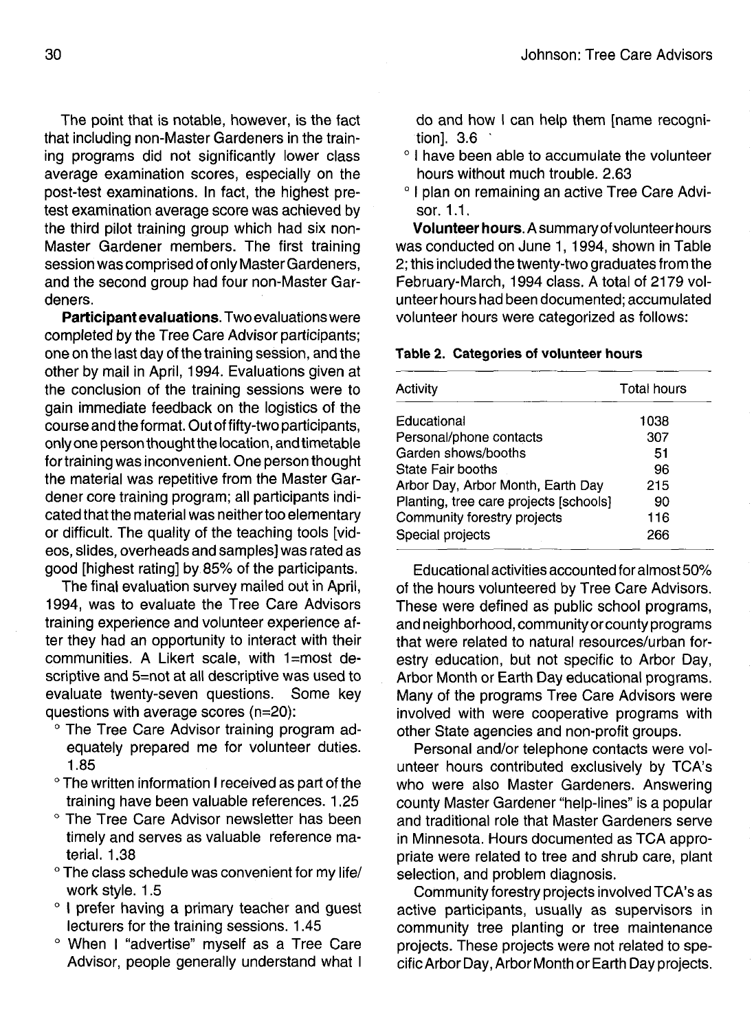The point that is notable, however, is the fact that including non-Master Gardeners in the training programs did not significantly lower class average examination scores, especially on the post-test examinations. In fact, the highest pretest examination average score was achieved by the third pilot training group which had six non-Master Gardener members. The first training session was comprised of only Master Gardeners, and the second group had four non-Master Gardeners.

**Participant evaluations.** Two evaluations were completed by the Tree Care Advisor participants; one on the last day of the training session, and the other by mail in April, 1994. Evaluations given at the conclusion of the training sessions were to gain immediate feedback on the logistics of the course and the format. Out of fifty-two participants, only one person thought the location, and timetable for training was inconvenient. One person thought the material was repetitive from the Master Gardener core training program; all participants indicated that the material was neither too elementary or difficult. The quality of the teaching tools [videos, slides, overheads and samples] was rated as good [highest rating] by 85% of the participants.

The final evaluation survey mailed out in April, 1994, was to evaluate the Tree Care Advisors training experience and volunteer experience after they had an opportunity to interact with their communities. A Likert scale, with 1=most descriptive and 5=not at all descriptive was used to evaluate twenty-seven questions. Some key questions with average scores (n=20):

- The Tree Care Advisor training program adequately prepared me for volunteer duties. 1.85
- The written information I received as part of the training have been valuable references. 1.25
- The Tree Care Advisor newsletter has been timely and serves as valuable reference material. 1.38
- The class schedule was convenient for my life/work style. 1.5
- I prefer having a primary teacher and guest lecturers for the training sessions. 1.45
- When I "advertise" myself as a Tree Care Advisor, people generally understand what I do and how I can help them [name recognition]. 3.6
- I have been able to accumulate the volunteer hours without much trouble. 2.63
- I plan on remaining an active Tree Care Advisor. 1.1.

**Volunteer hours.** A summary of volunteer hours was conducted on June 1, 1994, shown in Table 2; this included the twenty-two graduates from the February-March, 1994 class. A total of 2179 volunteer hours had been documented; accumulated volunteer hours were categorized as follows:

**Table 2. Categories of volunteer hours**

| Activity | Total hours |
|---|---|
| Educational | 1038 |
| Personal/phone contacts | 307 |
| Garden shows/booths | 51 |
| State Fair booths | 96 |
| Arbor Day, Arbor Month, Earth Day | 215 |
| Planting, tree care projects [schools] | 90 |
| Community forestry projects | 116 |
| Special projects | 266 |

Educational activities accounted for almost 50% of the hours volunteered by Tree Care Advisors. These were defined as public school programs, and neighborhood, community or county programs that were related to natural resources/urban forestry education, but not specific to Arbor Day, Arbor Month or Earth Day educational programs. Many of the programs Tree Care Advisors were involved with were cooperative programs with other State agencies and non-profit groups.

Personal and/or telephone contacts were volunteer hours contributed exclusively by TCA's who were also Master Gardeners. Answering county Master Gardener "help-lines" is a popular and traditional role that Master Gardeners serve in Minnesota. Hours documented as TCA appropriate were related to tree and shrub care, plant selection, and problem diagnosis.

Community forestry projects involved TCA's as active participants, usually as supervisors in community tree planting or tree maintenance projects. These projects were not related to specific Arbor Day, Arbor Month or Earth Day projects.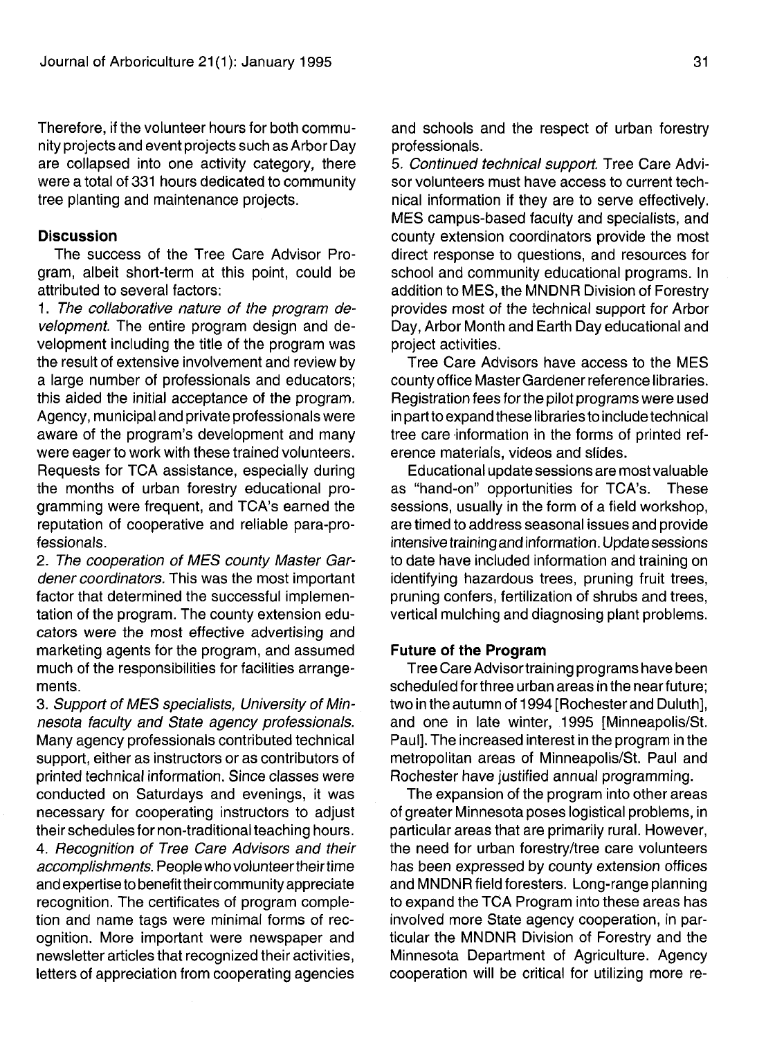Therefore, if the volunteer hours for both community projects and event projects such as Arbor Day are collapsed into one activity category, there were a total of 331 hours dedicated to community tree planting and maintenance projects.

### Discussion

The success of the Tree Care Advisor Program, albeit short-term at this point, could be attributed to several factors:

1. *The collaborative nature of the program development.* The entire program design and development including the title of the program was the result of extensive involvement and review by a large number of professionals and educators; this aided the initial acceptance of the program. Agency, municipal and private professionals were aware of the program's development and many were eager to work with these trained volunteers. Requests for TCA assistance, especially during the months of urban forestry educational programming were frequent, and TCA's earned the reputation of cooperative and reliable para-professionals.
2. *The cooperation of MES county Master Gardener coordinators.* This was the most important factor that determined the successful implementation of the program. The county extension educators were the most effective advertising and marketing agents for the program, and assumed much of the responsibilities for facilities arrangements.
3. *Support of MES specialists, University of Minnesota faculty and State agency professionals.* Many agency professionals contributed technical support, either as instructors or as contributors of printed technical information. Since classes were conducted on Saturdays and evenings, it was necessary for cooperating instructors to adjust their schedules for non-traditional teaching hours.
4. *Recognition of Tree Care Advisors and their accomplishments.* People who volunteer their time and expertise to benefit their community appreciate recognition. The certificates of program completion and name tags were minimal forms of recognition. More important were newspaper and newsletter articles that recognized their activities, letters of appreciation from cooperating agencies and schools and the respect of urban forestry professionals.
5. *Continued technical support.* Tree Care Advisor volunteers must have access to current technical information if they are to serve effectively. MES campus-based faculty and specialists, and county extension coordinators provide the most direct response to questions, and resources for school and community educational programs. In addition to MES, the MNDNR Division of Forestry provides most of the technical support for Arbor Day, Arbor Month and Earth Day educational and project activities.

Tree Care Advisors have access to the MES county office Master Gardener reference libraries. Registration fees for the pilot programs were used in part to expand these libraries to include technical tree care information in the forms of printed reference materials, videos and slides.

Educational update sessions are most valuable as "hand-on" opportunities for TCA's. These sessions, usually in the form of a field workshop, are timed to address seasonal issues and provide intensive training and information. Update sessions to date have included information and training on identifying hazardous trees, pruning fruit trees, pruning confers, fertilization of shrubs and trees, vertical mulching and diagnosing plant problems.

### Future of the Program

Tree Care Advisor training programs have been scheduled for three urban areas in the near future; two in the autumn of 1994 [Rochester and Duluth], and one in late winter, 1995 [Minneapolis/St. Paul]. The increased interest in the program in the metropolitan areas of Minneapolis/St. Paul and Rochester have justified annual programming.

The expansion of the program into other areas of greater Minnesota poses logistical problems, in particular areas that are primarily rural. However, the need for urban forestry/tree care volunteers has been expressed by county extension offices and MNDNR field foresters. Long-range planning to expand the TCA Program into these areas has involved more State agency cooperation, in particular the MNDNR Division of Forestry and the Minnesota Department of Agriculture. Agency cooperation will be critical for utilizing more re-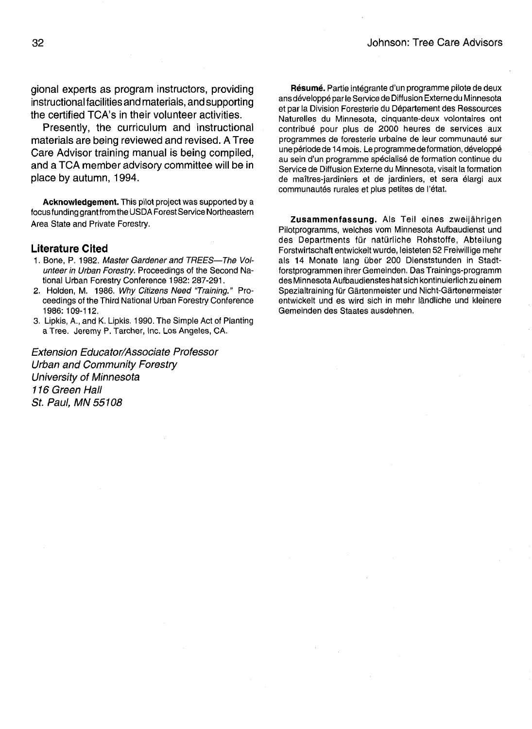gional experts as program instructors, providing instructional facilities and materials, and supporting the certified TCA's in their volunteer activities.

Presently, the curriculum and instructional materials are being reviewed and revised. A Tree Care Advisor training manual is being compiled, and a TCA member advisory committee will be in place by autumn, 1994.

**Acknowledgement.** This pilot project was supported by a focus funding grant from the USDA Forest Service Northeastern Area State and Private Forestry.

## Literature Cited

1. Bone, P. 1982. *Master Gardener and TREES—The Volunteer in Urban Forestry.* Proceedings of the Second National Urban Forestry Conference 1982: 287-291.
2. Holden, M. 1986. *Why Citizens Need "Training."* Proceedings of the Third National Urban Forestry Conference 1986: 109-112.
3. Lipkis, A., and K. Lipkis. 1990. The Simple Act of Planting a Tree. Jeremy P. Tarcher, Inc. Los Angeles, CA.

*Extension Educator/Associate Professor*
*Urban and Community Forestry*
*University of Minnesota*
*116 Green Hall*
*St. Paul, MN 55108*

**Résumé.** Partie intégrante d'un programme pilote de deux ans développé par le Service de Diffusion Externe du Minnesota et par la Division Foresterie du Département des Ressources Naturelles du Minnesota, cinquante-deux volontaires ont contribué pour plus de 2000 heures de services aux programmes de foresterie urbaine de leur communauté sur une période de 14 mois. Le programme de formation, développé au sein d'un programme spécialisé de formation continue du Service de Diffusion Externe du Minnesota, visait la formation de maîtres-jardiniers et de jardiniers, et sera élargi aux communautés rurales et plus petites de l'état.

**Zusammenfassung.** Als Teil eines zweijährigen Pilotprogramms, welches vom Minnesota Aufbaudienst und des Departments für natürliche Rohstoffe, Abteilung Forstwirtschaft entwickelt wurde, leisteten 52 Freiwillige mehr als 14 Monate lang über 200 Dienststunden in Stadtforstprogrammen ihrer Gemeinden. Das Trainings-programm des Minnesota Aufbaudienstes hat sich kontinuierlich zu einem Spezialtraining für Gärtenmeister und Nicht-Gärtenermeister entwickelt und es wird sich in mehr ländliche und kleinere Gemeinden des Staates ausdehnen.